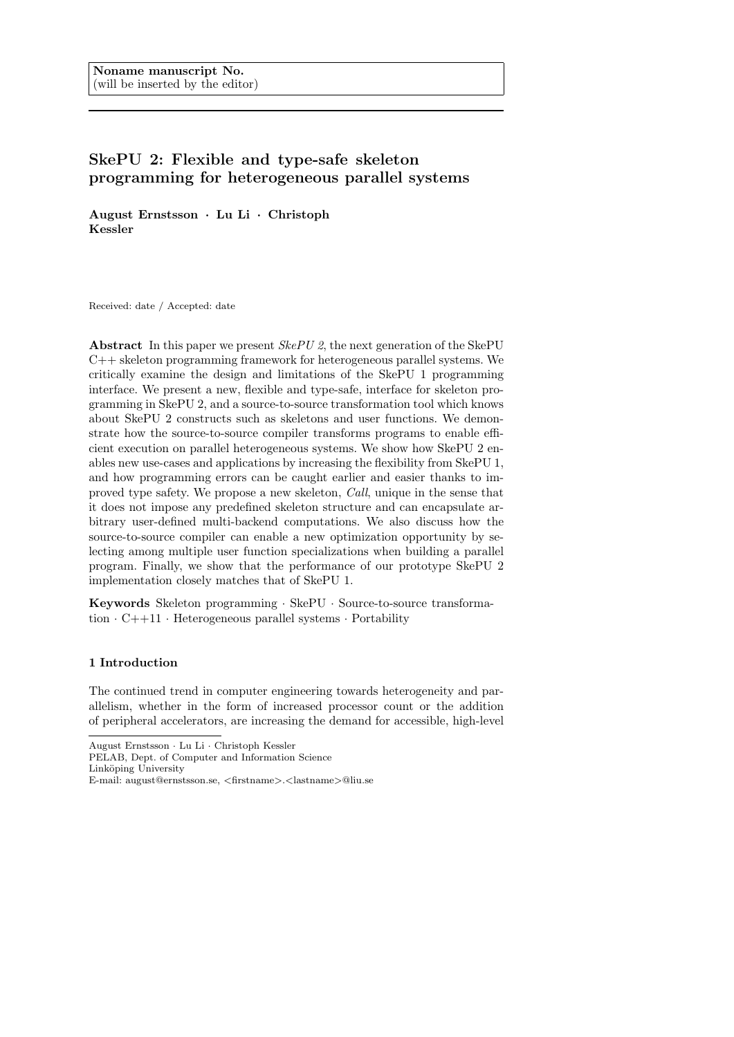Noname manuscript No.
(will be inserted by the editor)

# SkePU 2: Flexible and type-safe skeleton programming for heterogeneous parallel systems

**August Ernstsson · Lu Li · Christoph Kessler**

Received: date / Accepted: date

**Abstract** In this paper we present *SkePU 2*, the next generation of the SkePU C++ skeleton programming framework for heterogeneous parallel systems. We critically examine the design and limitations of the SkePU 1 programming interface. We present a new, flexible and type-safe, interface for skeleton programming in SkePU 2, and a source-to-source transformation tool which knows about SkePU 2 constructs such as skeletons and user functions. We demonstrate how the source-to-source compiler transforms programs to enable efficient execution on parallel heterogeneous systems. We show how SkePU 2 enables new use-cases and applications by increasing the flexibility from SkePU 1, and how programming errors can be caught earlier and easier thanks to improved type safety. We propose a new skeleton, *Call*, unique in the sense that it does not impose any predefined skeleton structure and can encapsulate arbitrary user-defined multi-backend computations. We also discuss how the source-to-source compiler can enable a new optimization opportunity by selecting among multiple user function specializations when building a parallel program. Finally, we show that the performance of our prototype SkePU 2 implementation closely matches that of SkePU 1.

**Keywords** Skeleton programming · SkePU · Source-to-source transformation · C++11 · Heterogeneous parallel systems · Portability

## 1 Introduction

The continued trend in computer engineering towards heterogeneity and parallelism, whether in the form of increased processor count or the addition of peripheral accelerators, are increasing the demand for accessible, high-level

---

August Ernstsson · Lu Li · Christoph Kessler
PELAB, Dept. of Computer and Information Science
Linköping University
E-mail: august@ernstsson.se, <firstname>.<lastname>@liu.se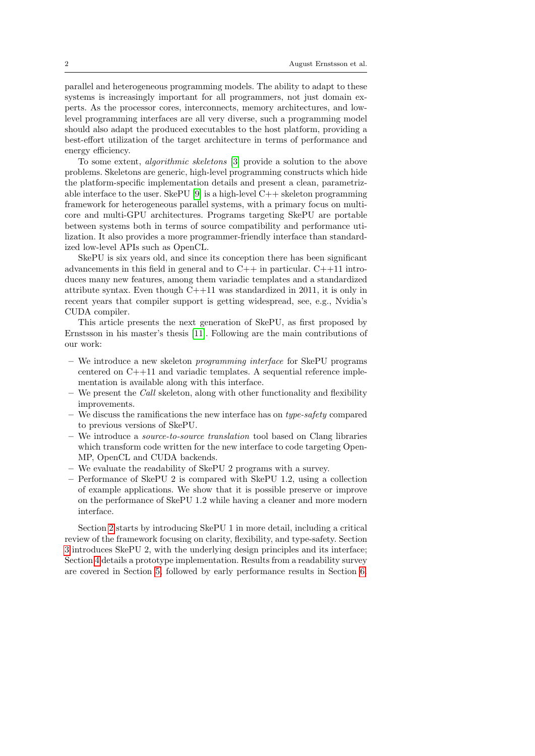parallel and heterogeneous programming models. The ability to adapt to these systems is increasingly important for all programmers, not just domain experts. As the processor cores, interconnects, memory architectures, and low-level programming interfaces are all very diverse, such a programming model should also adapt the produced executables to the host platform, providing a best-effort utilization of the target architecture in terms of performance and energy efficiency.

To some extent, *algorithmic skeletons* [3] provide a solution to the above problems. Skeletons are generic, high-level programming constructs which hide the platform-specific implementation details and present a clean, parametrizable interface to the user. SkePU [9] is a high-level C++ skeleton programming framework for heterogeneous parallel systems, with a primary focus on multi-core and multi-GPU architectures. Programs targeting SkePU are portable between systems both in terms of source compatibility and performance utilization. It also provides a more programmer-friendly interface than standardized low-level APIs such as OpenCL.

SkePU is six years old, and since its conception there has been significant advancements in this field in general and to C++ in particular. C++11 introduces many new features, among them variadic templates and a standardized attribute syntax. Even though C++11 was standardized in 2011, it is only in recent years that compiler support is getting widespread, see, e.g., Nvidia's CUDA compiler.

This article presents the next generation of SkePU, as first proposed by Ernstsson in his master's thesis [11]. Following are the main contributions of our work:

– We introduce a new skeleton *programming interface* for SkePU programs centered on C++11 and variadic templates. A sequential reference implementation is available along with this interface.
– We present the *Call* skeleton, along with other functionality and flexibility improvements.
– We discuss the ramifications the new interface has on *type-safety* compared to previous versions of SkePU.
– We introduce a *source-to-source translation* tool based on Clang libraries which transform code written for the new interface to code targeting OpenMP, OpenCL and CUDA backends.
– We evaluate the readability of SkePU 2 programs with a survey.
– Performance of SkePU 2 is compared with SkePU 1.2, using a collection of example applications. We show that it is possible preserve or improve on the performance of SkePU 1.2 while having a cleaner and more modern interface.

Section 2 starts by introducing SkePU 1 in more detail, including a critical review of the framework focusing on clarity, flexibility, and type-safety. Section 3 introduces SkePU 2, with the underlying design principles and its interface; Section 4 details a prototype implementation. Results from a readability survey are covered in Section 5, followed by early performance results in Section 6.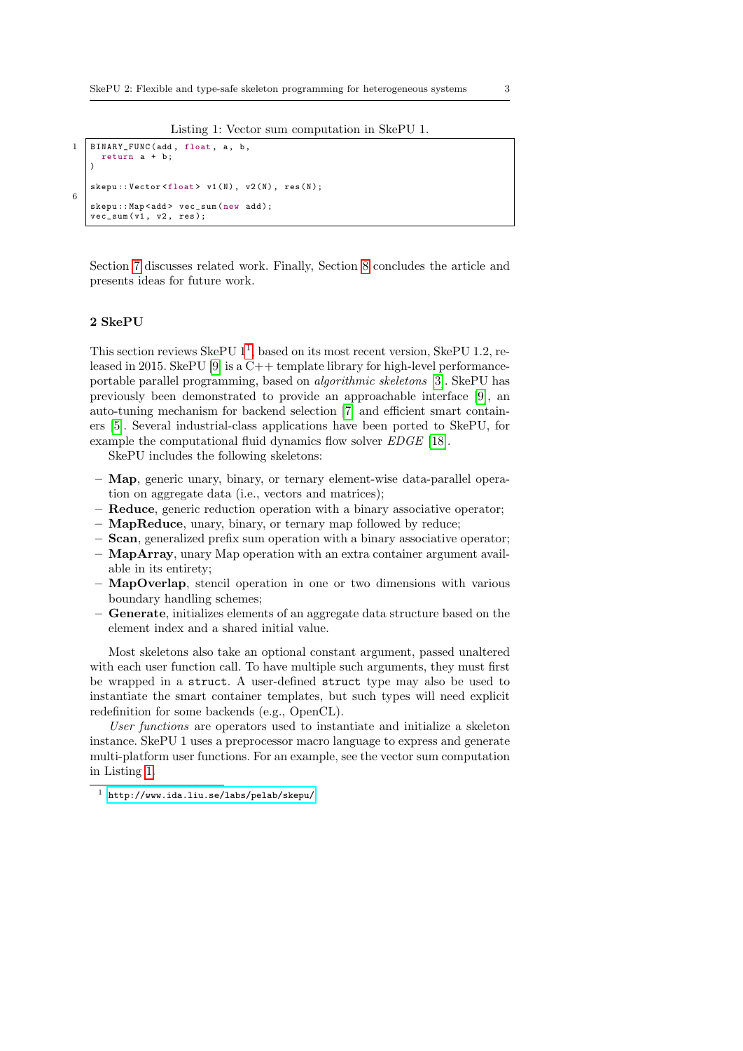Listing 1: Vector sum computation in SkePU 1.

```
BINARY_FUNC(add, float, a, b,
  return a + b;
)

skepu::Vector<float> v1(N), v2(N), res(N);

skepu::Map<add> vec_sum(new add);
vec_sum(v1, v2, res);
```

Section 7 discusses related work. Finally, Section 8 concludes the article and presents ideas for future work.

## 2 SkePU

This section reviews SkePU 1[1], based on its most recent version, SkePU 1.2, released in 2015. SkePU [9] is a C++ template library for high-level performance-portable parallel programming, based on *algorithmic skeletons* [3]. SkePU has previously been demonstrated to provide an approachable interface [9], an auto-tuning mechanism for backend selection [7] and efficient smart containers [5]. Several industrial-class applications have been ported to SkePU, for example the computational fluid dynamics flow solver *EDGE* [18].

SkePU includes the following skeletons:

- **Map**, generic unary, binary, or ternary element-wise data-parallel operation on aggregate data (i.e., vectors and matrices);
- **Reduce**, generic reduction operation with a binary associative operator;
- **MapReduce**, unary, binary, or ternary map followed by reduce;
- **Scan**, generalized prefix sum operation with a binary associative operator;
- **MapArray**, unary Map operation with an extra container argument available in its entirety;
- **MapOverlap**, stencil operation in one or two dimensions with various boundary handling schemes;
- **Generate**, initializes elements of an aggregate data structure based on the element index and a shared initial value.

Most skeletons also take an optional constant argument, passed unaltered with each user function call. To have multiple such arguments, they must first be wrapped in a `struct`. A user-defined `struct` type may also be used to instantiate the smart container templates, but such types will need explicit redefinition for some backends (e.g., OpenCL).

*User functions* are operators used to instantiate and initialize a skeleton instance. SkePU 1 uses a preprocessor macro language to express and generate multi-platform user functions. For an example, see the vector sum computation in Listing 1.

[1] http://www.ida.liu.se/labs/pelab/skepu/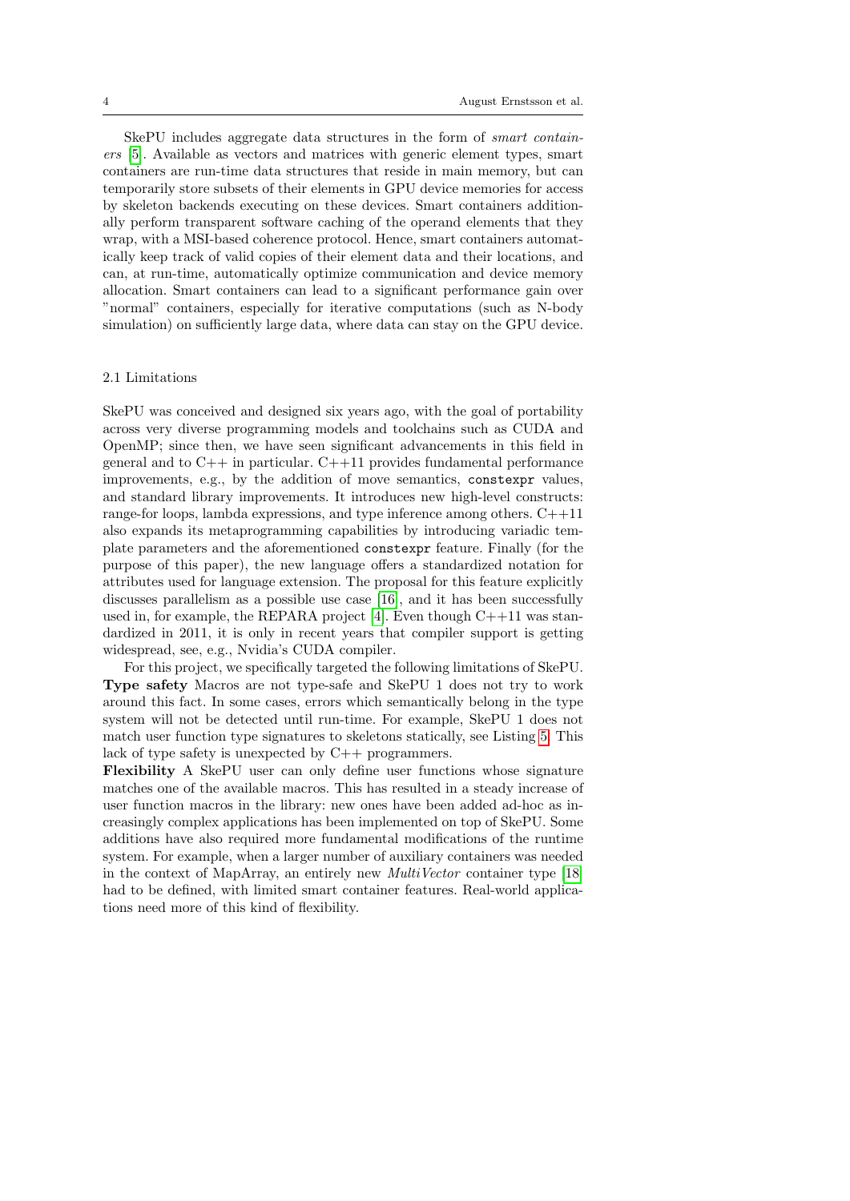SkePU includes aggregate data structures in the form of *smart containers* [5]. Available as vectors and matrices with generic element types, smart containers are run-time data structures that reside in main memory, but can temporarily store subsets of their elements in GPU device memories for access by skeleton backends executing on these devices. Smart containers additionally perform transparent software caching of the operand elements that they wrap, with a MSI-based coherence protocol. Hence, smart containers automatically keep track of valid copies of their element data and their locations, and can, at run-time, automatically optimize communication and device memory allocation. Smart containers can lead to a significant performance gain over "normal" containers, especially for iterative computations (such as N-body simulation) on sufficiently large data, where data can stay on the GPU device.

### 2.1 Limitations

SkePU was conceived and designed six years ago, with the goal of portability across very diverse programming models and toolchains such as CUDA and OpenMP; since then, we have seen significant advancements in this field in general and to C++ in particular. C++11 provides fundamental performance improvements, e.g., by the addition of move semantics, `constexpr` values, and standard library improvements. It introduces new high-level constructs: range-for loops, lambda expressions, and type inference among others. C++11 also expands its metaprogramming capabilities by introducing variadic template parameters and the aforementioned `constexpr` feature. Finally (for the purpose of this paper), the new language offers a standardized notation for attributes used for language extension. The proposal for this feature explicitly discusses parallelism as a possible use case [16], and it has been successfully used in, for example, the REPARA project [4]. Even though C++11 was standardized in 2011, it is only in recent years that compiler support is getting widespread, see, e.g., Nvidia's CUDA compiler.

For this project, we specifically targeted the following limitations of SkePU.

**Type safety** Macros are not type-safe and SkePU 1 does not try to work around this fact. In some cases, errors which semantically belong in the type system will not be detected until run-time. For example, SkePU 1 does not match user function type signatures to skeletons statically, see Listing 5. This lack of type safety is unexpected by C++ programmers.

**Flexibility** A SkePU user can only define user functions whose signature matches one of the available macros. This has resulted in a steady increase of user function macros in the library: new ones have been added ad-hoc as increasingly complex applications has been implemented on top of SkePU. Some additions have also required more fundamental modifications of the runtime system. For example, when a larger number of auxiliary containers was needed in the context of MapArray, an entirely new *MultiVector* container type [18] had to be defined, with limited smart container features. Real-world applications need more of this kind of flexibility.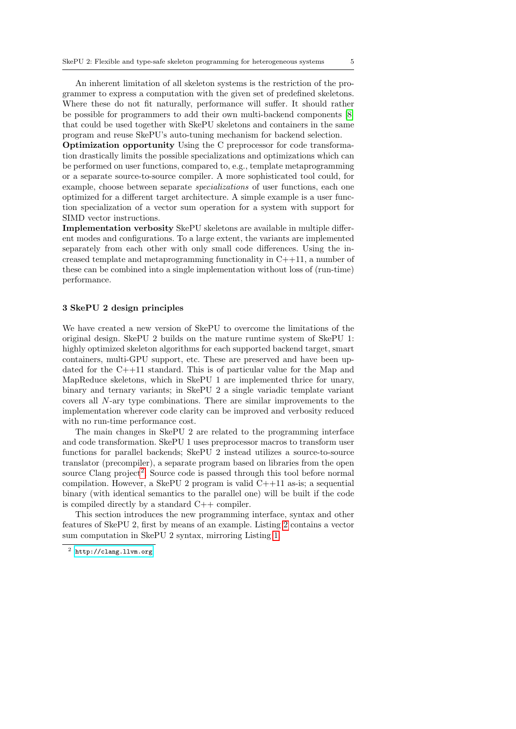An inherent limitation of all skeleton systems is the restriction of the programmer to express a computation with the given set of predefined skeletons. Where these do not fit naturally, performance will suffer. It should rather be possible for programmers to add their own multi-backend components [8] that could be used together with SkePU skeletons and containers in the same program and reuse SkePU's auto-tuning mechanism for backend selection.

**Optimization opportunity** Using the C preprocessor for code transformation drastically limits the possible specializations and optimizations which can be performed on user functions, compared to, e.g., template metaprogramming or a separate source-to-source compiler. A more sophisticated tool could, for example, choose between separate *specializations* of user functions, each one optimized for a different target architecture. A simple example is a user function specialization of a vector sum operation for a system with support for SIMD vector instructions.

**Implementation verbosity** SkePU skeletons are available in multiple different modes and configurations. To a large extent, the variants are implemented separately from each other with only small code differences. Using the increased template and metaprogramming functionality in C++11, a number of these can be combined into a single implementation without loss of (run-time) performance.

## 3 SkePU 2 design principles

We have created a new version of SkePU to overcome the limitations of the original design. SkePU 2 builds on the mature runtime system of SkePU 1: highly optimized skeleton algorithms for each supported backend target, smart containers, multi-GPU support, etc. These are preserved and have been updated for the C++11 standard. This is of particular value for the Map and MapReduce skeletons, which in SkePU 1 are implemented thrice for unary, binary and ternary variants; in SkePU 2 a single variadic template variant covers all $N$-ary type combinations. There are similar improvements to the implementation wherever code clarity can be improved and verbosity reduced with no run-time performance cost.

The main changes in SkePU 2 are related to the programming interface and code transformation. SkePU 1 uses preprocessor macros to transform user functions for parallel backends; SkePU 2 instead utilizes a source-to-source translator (precompiler), a separate program based on libraries from the open source Clang project[2]. Source code is passed through this tool before normal compilation. However, a SkePU 2 program is valid C++11 as-is; a sequential binary (with identical semantics to the parallel one) will be built if the code is compiled directly by a standard C++ compiler.

This section introduces the new programming interface, syntax and other features of SkePU 2, first by means of an example. Listing 2 contains a vector sum computation in SkePU 2 syntax, mirroring Listing 1.

[2] http://clang.llvm.org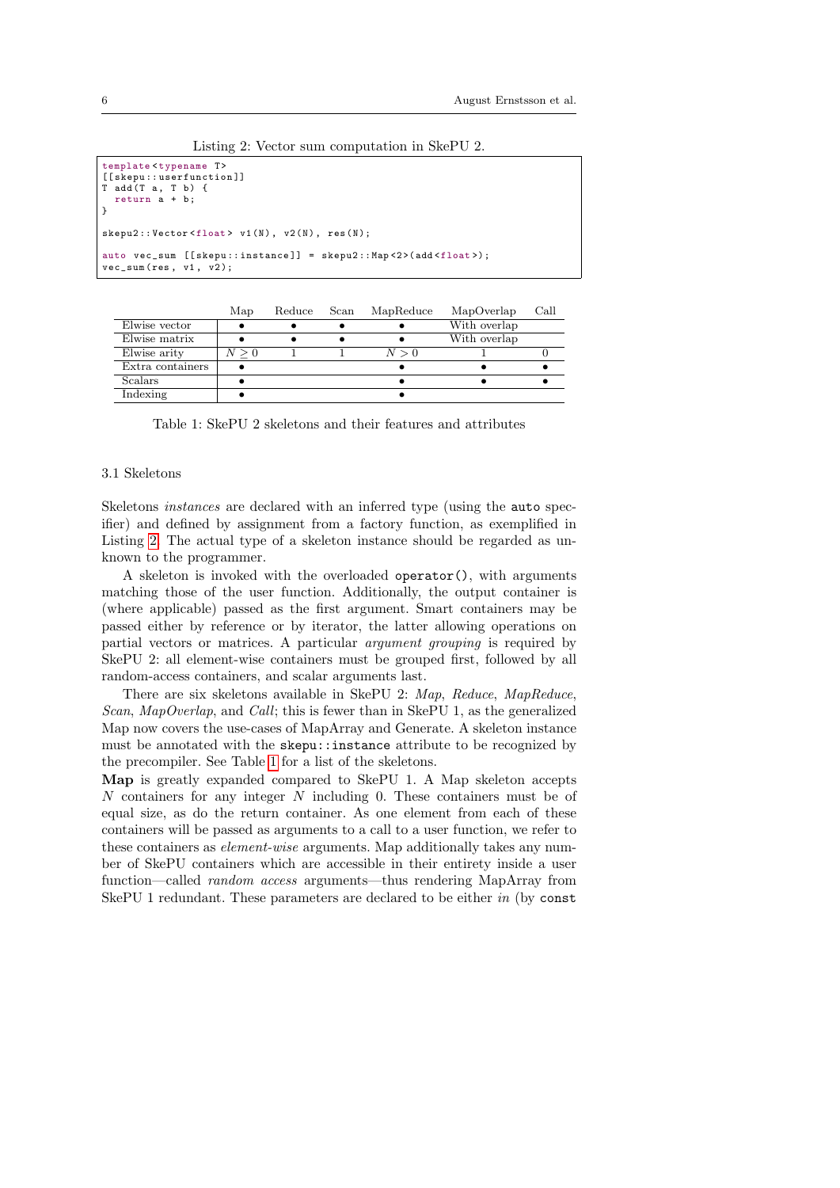Listing 2: Vector sum computation in SkePU 2.

```
template<typename T>
[[skepu::userfunction]]
T add(T a, T b) {
  return a + b;
}

skepu2::Vector<float> v1(N), v2(N), res(N);

auto vec_sum [[skepu::instance]] = skepu2::Map<2>(add<float>);
vec_sum(res, v1, v2);
```

| | Map | Reduce | Scan | MapReduce | MapOverlap | Call |
|---|---|---|---|---|---|---|
| Elwise vector | • | • | • | • | With overlap | |
| Elwise matrix | • | • | • | • | With overlap | |
| Elwise arity | $N \geq 0$ | 1 | 1 | $N > 0$ | 1 | 0 |
| Extra containers | • | | | • | • | • |
| Scalars | • | | | • | • | • |
| Indexing | • | | | • | | |

Table 1: SkePU 2 skeletons and their features and attributes

### 3.1 Skeletons

Skeletons *instances* are declared with an inferred type (using the `auto` specifier) and defined by assignment from a factory function, as exemplified in Listing 2. The actual type of a skeleton instance should be regarded as unknown to the programmer.

A skeleton is invoked with the overloaded `operator()`, with arguments matching those of the user function. Additionally, the output container is (where applicable) passed as the first argument. Smart containers may be passed either by reference or by iterator, the latter allowing operations on partial vectors or matrices. A particular *argument grouping* is required by SkePU 2: all element-wise containers must be grouped first, followed by all random-access containers, and scalar arguments last.

There are six skeletons available in SkePU 2: *Map*, *Reduce*, *MapReduce*, *Scan*, *MapOverlap*, and *Call*; this is fewer than in SkePU 1, as the generalized Map now covers the use-cases of MapArray and Generate. A skeleton instance must be annotated with the `skepu::instance` attribute to be recognized by the precompiler. See Table 1 for a list of the skeletons.

**Map** is greatly expanded compared to SkePU 1. A Map skeleton accepts $N$ containers for any integer $N$ including 0. These containers must be of equal size, as do the return container. As one element from each of these containers will be passed as arguments to a call to a user function, we refer to these containers as *element-wise* arguments. Map additionally takes any number of SkePU containers which are accessible in their entirety inside a user function—called *random access* arguments—thus rendering MapArray from SkePU 1 redundant. These parameters are declared to be either *in* (by `const`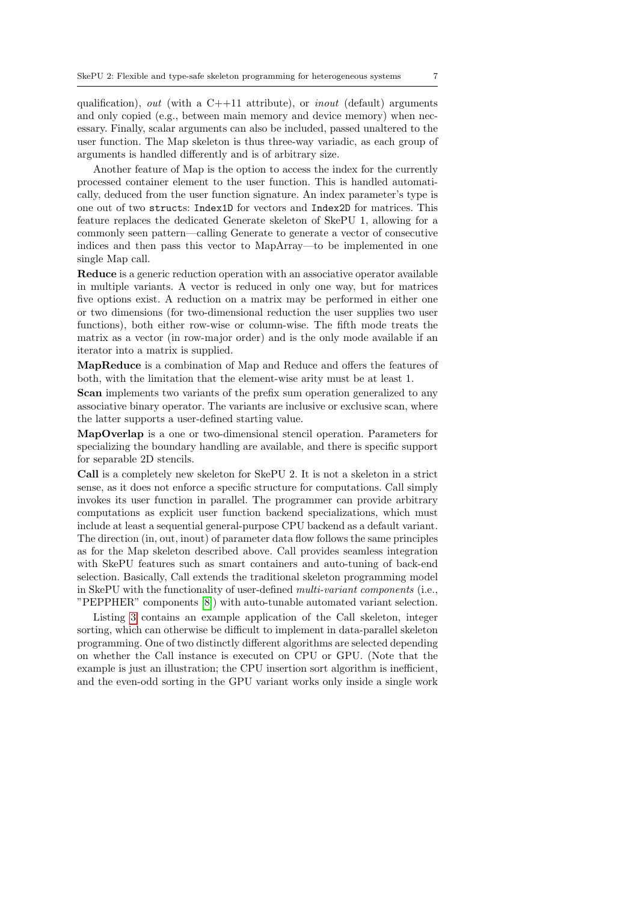qualification), *out* (with a C++11 attribute), or *inout* (default) arguments and only copied (e.g., between main memory and device memory) when necessary. Finally, scalar arguments can also be included, passed unaltered to the user function. The Map skeleton is thus three-way variadic, as each group of arguments is handled differently and is of arbitrary size.

Another feature of Map is the option to access the index for the currently processed container element to the user function. This is handled automatically, deduced from the user function signature. An index parameter's type is one out of two `struct`s: `Index1D` for vectors and `Index2D` for matrices. This feature replaces the dedicated Generate skeleton of SkePU 1, allowing for a commonly seen pattern—calling Generate to generate a vector of consecutive indices and then pass this vector to MapArray—to be implemented in one single Map call.

**Reduce** is a generic reduction operation with an associative operator available in multiple variants. A vector is reduced in only one way, but for matrices five options exist. A reduction on a matrix may be performed in either one or two dimensions (for two-dimensional reduction the user supplies two user functions), both either row-wise or column-wise. The fifth mode treats the matrix as a vector (in row-major order) and is the only mode available if an iterator into a matrix is supplied.

**MapReduce** is a combination of Map and Reduce and offers the features of both, with the limitation that the element-wise arity must be at least 1.

**Scan** implements two variants of the prefix sum operation generalized to any associative binary operator. The variants are inclusive or exclusive scan, where the latter supports a user-defined starting value.

**MapOverlap** is a one or two-dimensional stencil operation. Parameters for specializing the boundary handling are available, and there is specific support for separable 2D stencils.

**Call** is a completely new skeleton for SkePU 2. It is not a skeleton in a strict sense, as it does not enforce a specific structure for computations. Call simply invokes its user function in parallel. The programmer can provide arbitrary computations as explicit user function backend specializations, which must include at least a sequential general-purpose CPU backend as a default variant. The direction (in, out, inout) of parameter data flow follows the same principles as for the Map skeleton described above. Call provides seamless integration with SkePU features such as smart containers and auto-tuning of back-end selection. Basically, Call extends the traditional skeleton programming model in SkePU with the functionality of user-defined *multi-variant components* (i.e., "PEPPHER" components [8]) with auto-tunable automated variant selection.

Listing 3 contains an example application of the Call skeleton, integer sorting, which can otherwise be difficult to implement in data-parallel skeleton programming. One of two distinctly different algorithms are selected depending on whether the Call instance is executed on CPU or GPU. (Note that the example is just an illustration; the CPU insertion sort algorithm is inefficient, and the even-odd sorting in the GPU variant works only inside a single work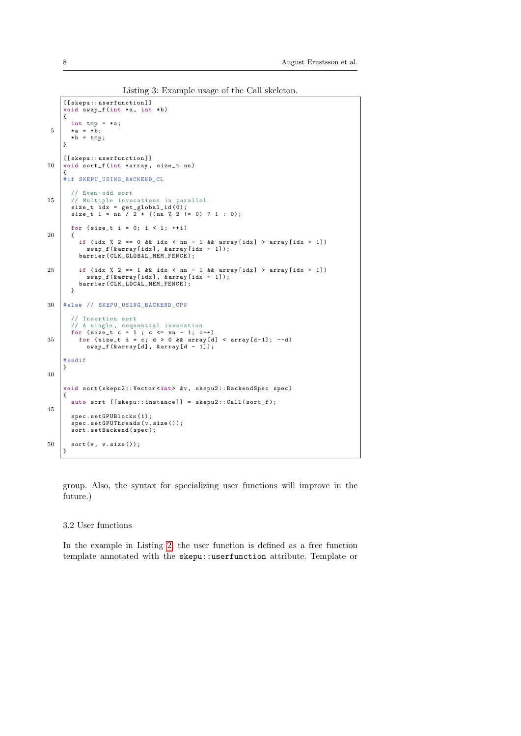Listing 3: Example usage of the Call skeleton.

```
[[skepu::userfunction]]
void swap_f(int *a, int *b)
{
  int tmp = *a;
  *a = *b;
  *b = tmp;
}

[[skepu::userfunction]]
void sort_f(int *array, size_t nn)
{
#if SKEPU_USING_BACKEND_CL

  // Even-odd sort
  // Multiple invocations in parallel
  size_t idx = get_global_id(0);
  size_t l = nn / 2 + ((nn % 2 != 0) ? 1 : 0);

  for (size_t i = 0; i < l; ++i)
  {
    if (idx % 2 == 0 && idx < nn - 1 && array[idx] > array[idx + 1])
      swap_f(&array[idx], &array[idx + 1]);
    barrier(CLK_GLOBAL_MEM_FENCE);

    if (idx % 2 == 1 && idx < nn - 1 && array[idx] > array[idx + 1])
      swap_f(&array[idx], &array[idx + 1]);
    barrier(CLK_LOCAL_MEM_FENCE);
  }

#else // SKEPU_USING_BACKEND_CPU

  // Insertion sort
  // A single, sequential invocation
  for (size_t c = 1 ; c <= nn - 1; c++)
    for (size_t d = c; d > 0 && array[d] < array[d-1]; --d)
      swap_f(&array[d], &array[d - 1]);

#endif
}


void sort(skepu2::Vector<int> &v, skepu2::BackendSpec spec)
{
  auto sort [[skepu::instance]] = skepu2::Call(sort_f);

  spec.setGPUBlocks(1);
  spec.setGPUThreads(v.size());
  sort.setBackend(spec);

  sort(v, v.size());
}
```

group. Also, the syntax for specializing user functions will improve in the future.)

### 3.2 User functions

In the example in Listing 2, the user function is defined as a free function template annotated with the `skepu::userfunction` attribute. Template or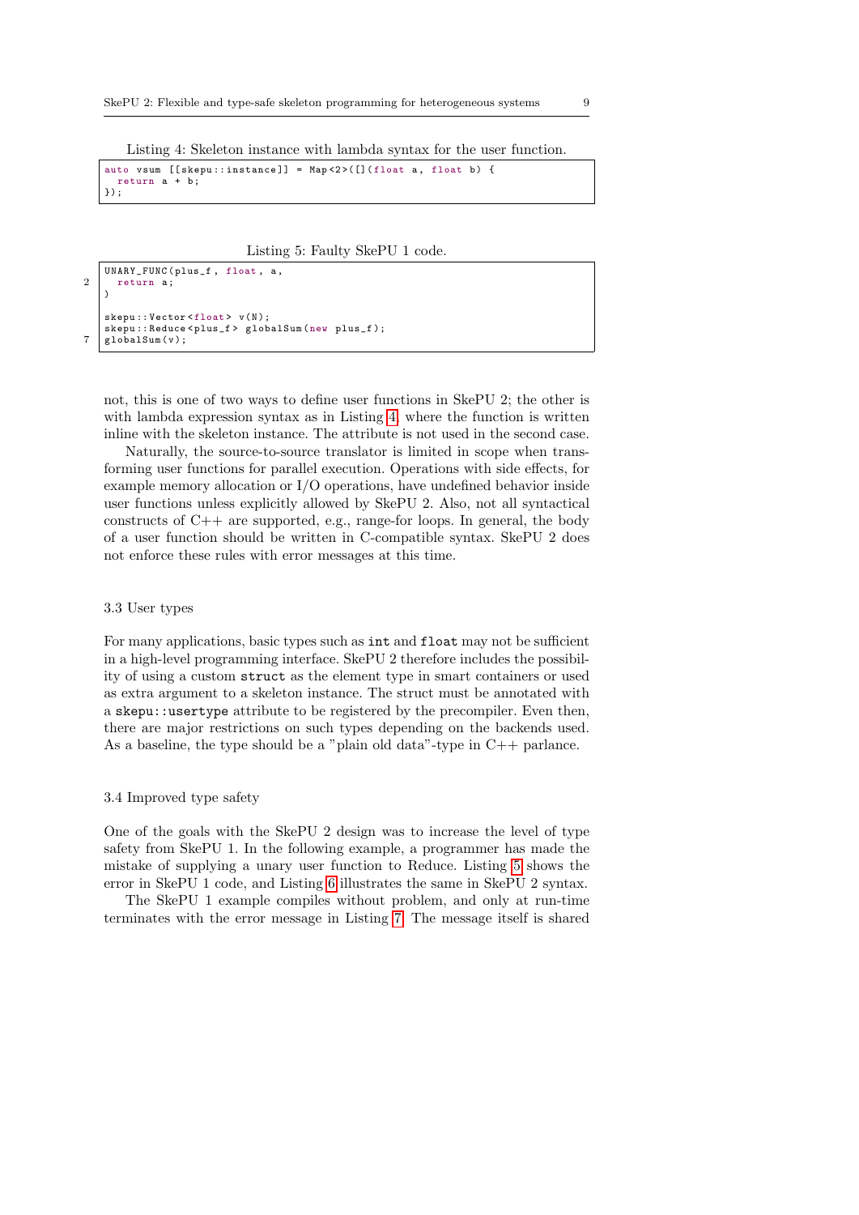Listing 4: Skeleton instance with lambda syntax for the user function.

```
auto vsum [[skepu::instance]] = Map<2>([](float a, float b) {
  return a + b;
});
```

Listing 5: Faulty SkePU 1 code.

```
UNARY_FUNC(plus_f, float, a,
  return a;
)

skepu::Vector<float> v(N);
skepu::Reduce<plus_f> globalSum(new plus_f);
globalSum(v);
```

not, this is one of two ways to define user functions in SkePU 2; the other is with lambda expression syntax as in Listing 4, where the function is written inline with the skeleton instance. The attribute is not used in the second case.

Naturally, the source-to-source translator is limited in scope when transforming user functions for parallel execution. Operations with side effects, for example memory allocation or I/O operations, have undefined behavior inside user functions unless explicitly allowed by SkePU 2. Also, not all syntactical constructs of C++ are supported, e.g., range-for loops. In general, the body of a user function should be written in C-compatible syntax. SkePU 2 does not enforce these rules with error messages at this time.

### 3.3 User types

For many applications, basic types such as `int` and `float` may not be sufficient in a high-level programming interface. SkePU 2 therefore includes the possibility of using a custom `struct` as the element type in smart containers or used as extra argument to a skeleton instance. The struct must be annotated with a `skepu::usertype` attribute to be registered by the precompiler. Even then, there are major restrictions on such types depending on the backends used. As a baseline, the type should be a "plain old data"-type in C++ parlance.

### 3.4 Improved type safety

One of the goals with the SkePU 2 design was to increase the level of type safety from SkePU 1. In the following example, a programmer has made the mistake of supplying a unary user function to Reduce. Listing 5 shows the error in SkePU 1 code, and Listing 6 illustrates the same in SkePU 2 syntax.

The SkePU 1 example compiles without problem, and only at run-time terminates with the error message in Listing 7. The message itself is shared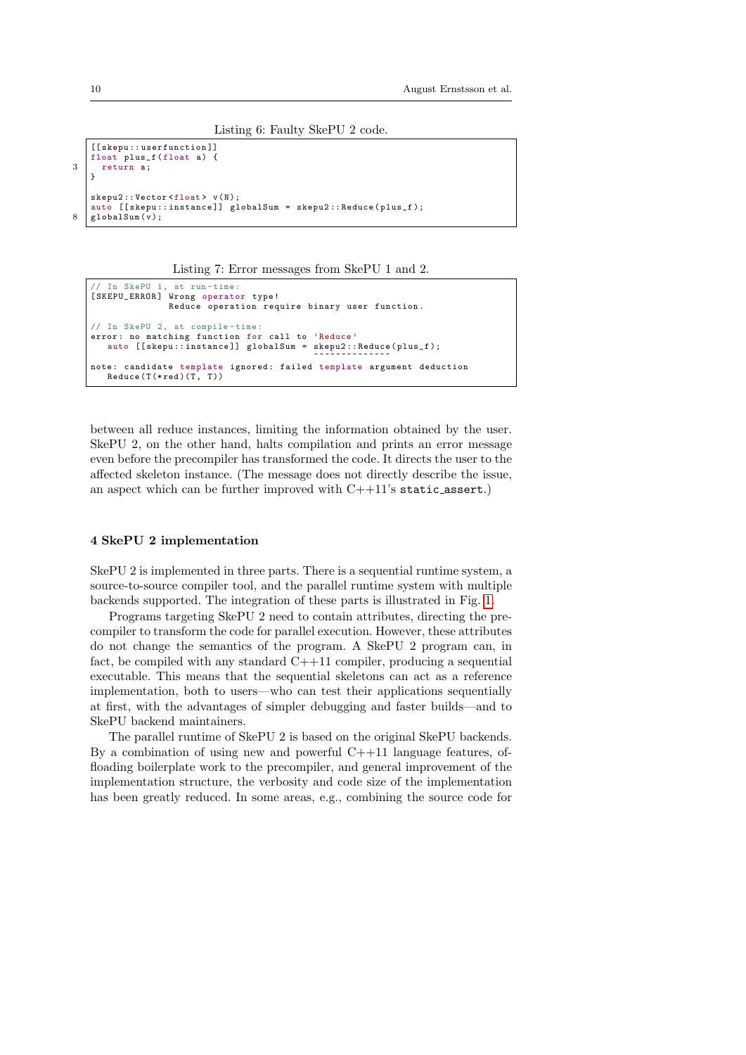Listing 6: Faulty SkePU 2 code.

```
[[skepu::userfunction]]
float plus_f(float a) {
  return a;
}

skepu2::Vector<float> v(N);
auto [[skepu::instance]] globalSum = skepu2::Reduce(plus_f);
globalSum(v);
```

Listing 7: Error messages from SkePU 1 and 2.

```
// In SkePU 1, at run-time:
[SKEPU_ERROR] Wrong operator type!
              Reduce operation require binary user function.

// In SkePU 2, at compile-time:
error: no matching function for call to 'Reduce'
   auto [[skepu::instance]] globalSum = skepu2::Reduce(plus_f);
                                        ^~~~~~~~~~~~~~
note: candidate template ignored: failed template argument deduction
   Reduce(T(*red)(T, T))
```

between all reduce instances, limiting the information obtained by the user. SkePU 2, on the other hand, halts compilation and prints an error message even before the precompiler has transformed the code. It directs the user to the affected skeleton instance. (The message does not directly describe the issue, an aspect which can be further improved with C++11's `static_assert`.)

## 4 SkePU 2 implementation

SkePU 2 is implemented in three parts. There is a sequential runtime system, a source-to-source compiler tool, and the parallel runtime system with multiple backends supported. The integration of these parts is illustrated in Fig. 1.

Programs targeting SkePU 2 need to contain attributes, directing the precompiler to transform the code for parallel execution. However, these attributes do not change the semantics of the program. A SkePU 2 program can, in fact, be compiled with any standard C++11 compiler, producing a sequential executable. This means that the sequential skeletons can act as a reference implementation, both to users—who can test their applications sequentially at first, with the advantages of simpler debugging and faster builds—and to SkePU backend maintainers.

The parallel runtime of SkePU 2 is based on the original SkePU backends. By a combination of using new and powerful C++11 language features, offloading boilerplate work to the precompiler, and general improvement of the implementation structure, the verbosity and code size of the implementation has been greatly reduced. In some areas, e.g., combining the source code for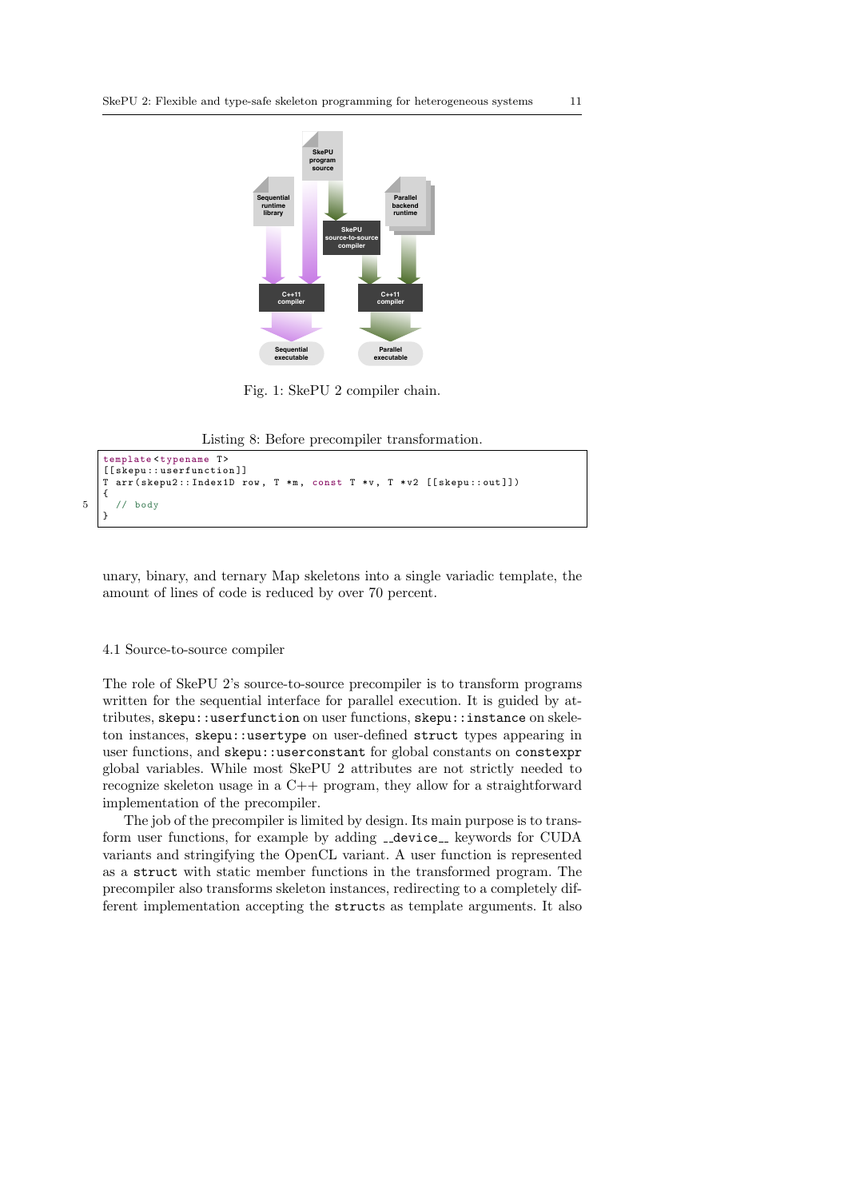Fig. 1: SkePU 2 compiler chain.

Listing 8: Before precompiler transformation.

```
template<typename T>
[[skepu::userfunction]]
T arr(skepu2::Index1D row, T *m, const T *v, T *v2 [[skepu::out]])
{
  // body
}
```

unary, binary, and ternary Map skeletons into a single variadic template, the amount of lines of code is reduced by over 70 percent.

### 4.1 Source-to-source compiler

The role of SkePU 2's source-to-source precompiler is to transform programs written for the sequential interface for parallel execution. It is guided by attributes, `skepu::userfunction` on user functions, `skepu::instance` on skeleton instances, `skepu::usertype` on user-defined `struct` types appearing in user functions, and `skepu::userconstant` for global constants on `constexpr` global variables. While most SkePU 2 attributes are not strictly needed to recognize skeleton usage in a C++ program, they allow for a straightforward implementation of the precompiler.

The job of the precompiler is limited by design. Its main purpose is to transform user functions, for example by adding `__device__` keywords for CUDA variants and stringifying the OpenCL variant. A user function is represented as a `struct` with static member functions in the transformed program. The precompiler also transforms skeleton instances, redirecting to a completely different implementation accepting the `struct`s as template arguments. It also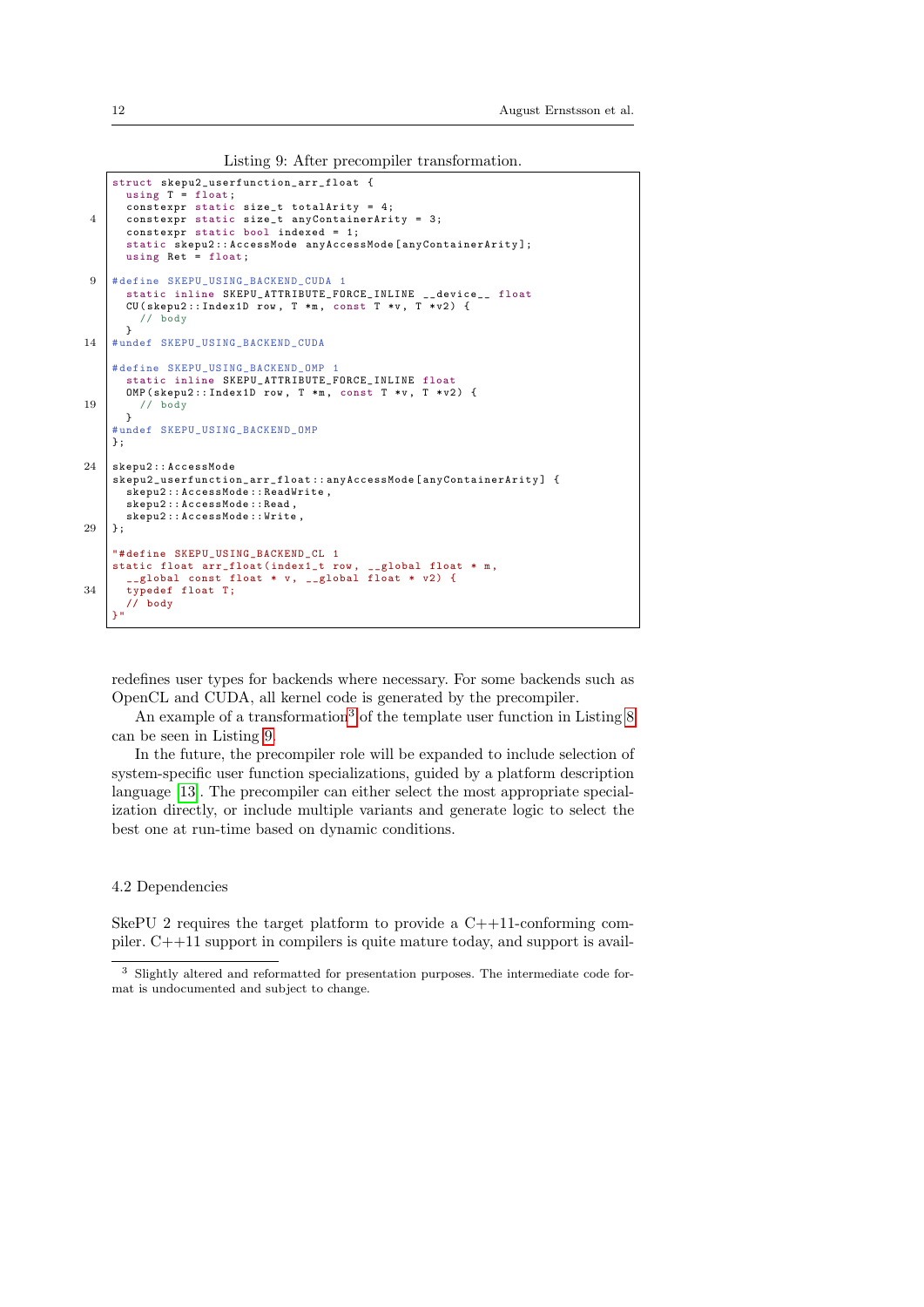Listing 9: After precompiler transformation.

```
struct skepu2_userfunction_arr_float {
  using T = float;
  constexpr static size_t totalArity = 4;
  constexpr static size_t anyContainerArity = 3;
  constexpr static bool indexed = 1;
  static skepu2::AccessMode anyAccessMode[anyContainerArity];
  using Ret = float;

#define SKEPU_USING_BACKEND_CUDA 1
  static inline SKEPU_ATTRIBUTE_FORCE_INLINE __device__ float
  CU(skepu2::Index1D row, T *m, const T *v, T *v2) {
    // body
  }
#undef SKEPU_USING_BACKEND_CUDA

#define SKEPU_USING_BACKEND_OMP 1
  static inline SKEPU_ATTRIBUTE_FORCE_INLINE float
  OMP(skepu2::Index1D row, T *m, const T *v, T *v2) {
    // body
  }
#undef SKEPU_USING_BACKEND_OMP
};

skepu2::AccessMode
skepu2_userfunction_arr_float::anyAccessMode[anyContainerArity] {
  skepu2::AccessMode::ReadWrite,
  skepu2::AccessMode::Read,
  skepu2::AccessMode::Write,
};

"#define SKEPU_USING_BACKEND_CL 1
static float arr_float(index1_t row, __global float * m,
  __global const float * v, __global float * v2) {
  typedef float T;
  // body
}"
```

redefines user types for backends where necessary. For some backends such as OpenCL and CUDA, all kernel code is generated by the precompiler.

An example of a transformation[3] of the template user function in Listing 8 can be seen in Listing 9.

In the future, the precompiler role will be expanded to include selection of system-specific user function specializations, guided by a platform description language [13]. The precompiler can either select the most appropriate specialization directly, or include multiple variants and generate logic to select the best one at run-time based on dynamic conditions.

### 4.2 Dependencies

SkePU 2 requires the target platform to provide a C++11-conforming compiler. C++11 support in compilers is quite mature today, and support is avail-

[3] Slightly altered and reformatted for presentation purposes. The intermediate code format is undocumented and subject to change.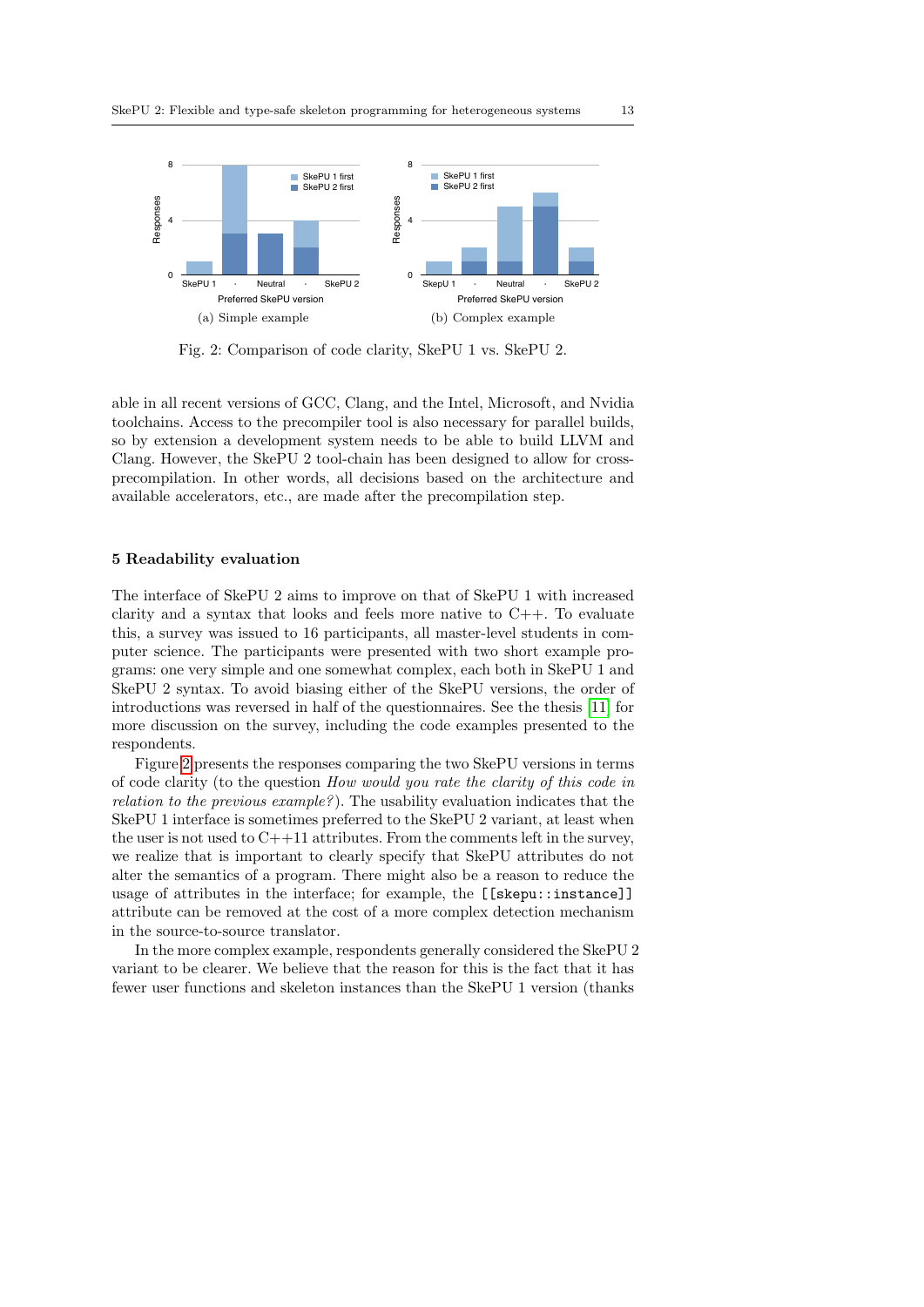Fig. 2: Comparison of code clarity, SkePU 1 vs. SkePU 2.

(a) Simple example

(b) Complex example

able in all recent versions of GCC, Clang, and the Intel, Microsoft, and Nvidia toolchains. Access to the precompiler tool is also necessary for parallel builds, so by extension a development system needs to be able to build LLVM and Clang. However, the SkePU 2 tool-chain has been designed to allow for cross-precompilation. In other words, all decisions based on the architecture and available accelerators, etc., are made after the precompilation step.

## 5 Readability evaluation

The interface of SkePU 2 aims to improve on that of SkePU 1 with increased clarity and a syntax that looks and feels more native to C++. To evaluate this, a survey was issued to 16 participants, all master-level students in computer science. The participants were presented with two short example programs: one very simple and one somewhat complex, each both in SkePU 1 and SkePU 2 syntax. To avoid biasing either of the SkePU versions, the order of introductions was reversed in half of the questionnaires. See the thesis [11] for more discussion on the survey, including the code examples presented to the respondents.

Figure 2 presents the responses comparing the two SkePU versions in terms of code clarity (to the question *How would you rate the clarity of this code in relation to the previous example?*). The usability evaluation indicates that the SkePU 1 interface is sometimes preferred to the SkePU 2 variant, at least when the user is not used to C++11 attributes. From the comments left in the survey, we realize that is important to clearly specify that SkePU attributes do not alter the semantics of a program. There might also be a reason to reduce the usage of attributes in the interface; for example, the `[[skepu::instance]]` attribute can be removed at the cost of a more complex detection mechanism in the source-to-source translator.

In the more complex example, respondents generally considered the SkePU 2 variant to be clearer. We believe that the reason for this is the fact that it has fewer user functions and skeleton instances than the SkePU 1 version (thanks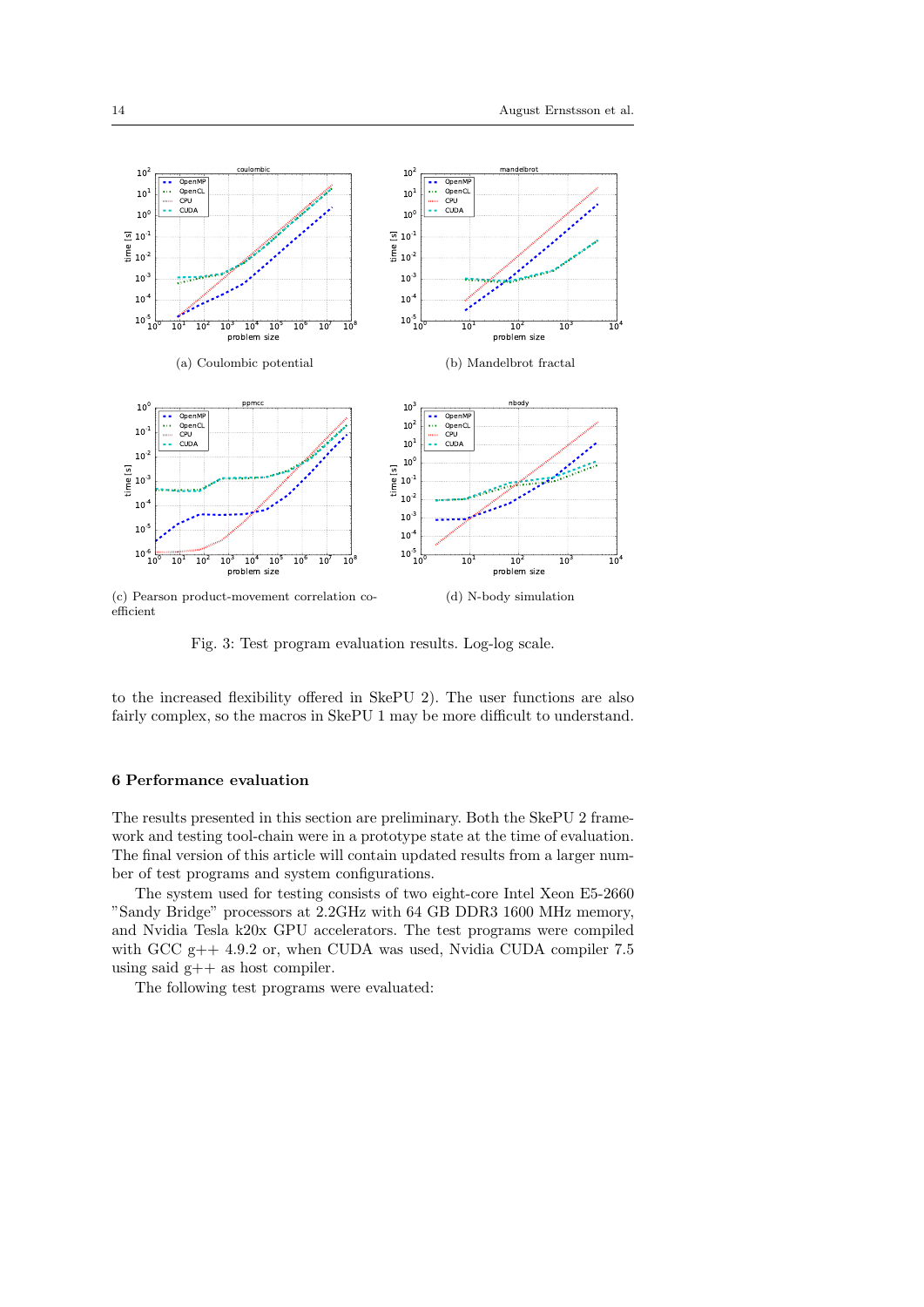(a) Coulombic potential

(b) Mandelbrot fractal

(c) Pearson product-movement correlation coefficient

(d) N-body simulation

Fig. 3: Test program evaluation results. Log-log scale.

to the increased flexibility offered in SkePU 2). The user functions are also fairly complex, so the macros in SkePU 1 may be more difficult to understand.

## 6 Performance evaluation

The results presented in this section are preliminary. Both the SkePU 2 framework and testing tool-chain were in a prototype state at the time of evaluation. The final version of this article will contain updated results from a larger number of test programs and system configurations.

The system used for testing consists of two eight-core Intel Xeon E5-2660 "Sandy Bridge" processors at 2.2GHz with 64 GB DDR3 1600 MHz memory, and Nvidia Tesla k20x GPU accelerators. The test programs were compiled with GCC g++ 4.9.2 or, when CUDA was used, Nvidia CUDA compiler 7.5 using said g++ as host compiler.

The following test programs were evaluated: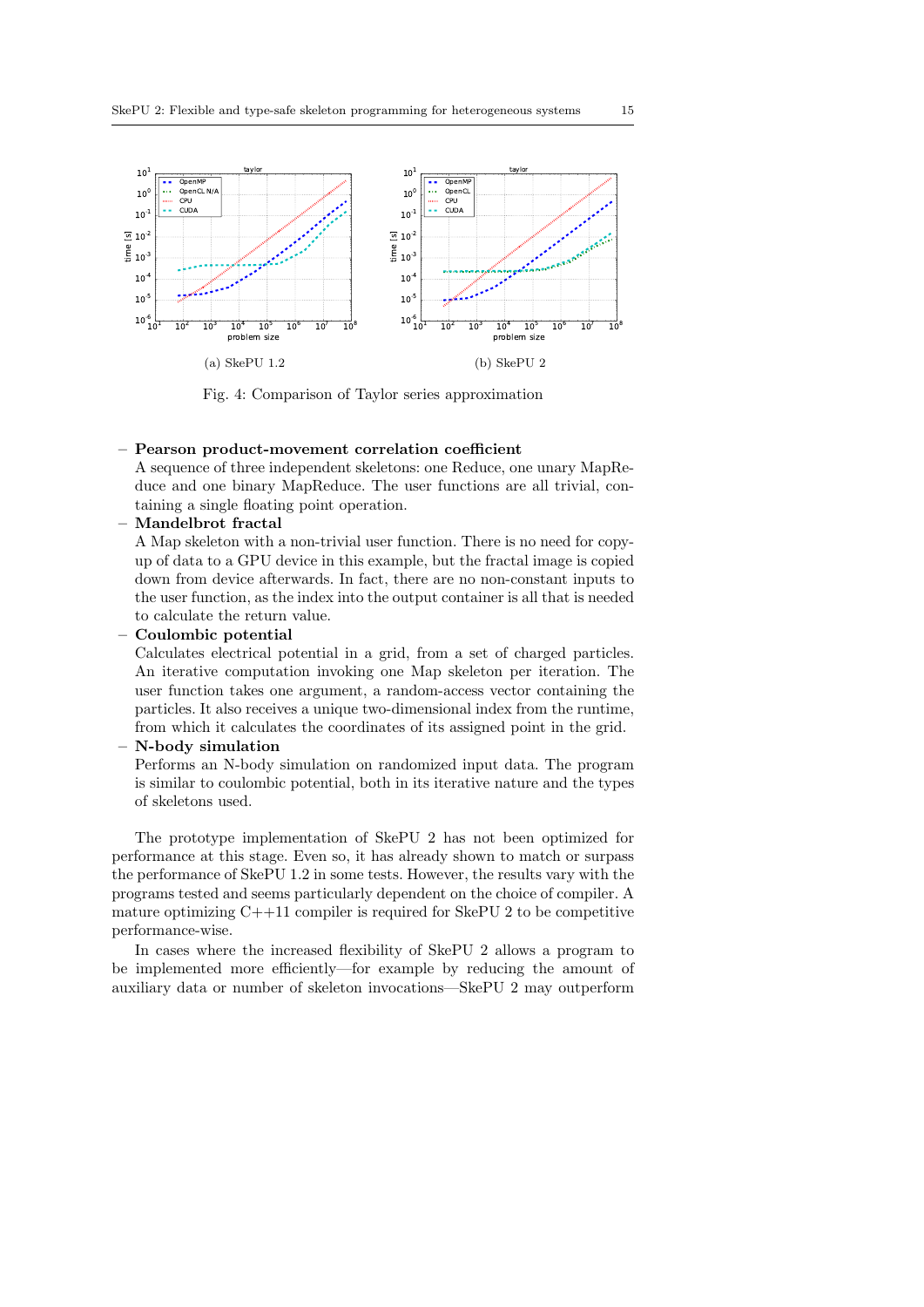(a) SkePU 1.2

(b) SkePU 2

Fig. 4: Comparison of Taylor series approximation

- **Pearson product-movement correlation coefficient**
  A sequence of three independent skeletons: one Reduce, one unary MapReduce and one binary MapReduce. The user functions are all trivial, containing a single floating point operation.
- **Mandelbrot fractal**
  A Map skeleton with a non-trivial user function. There is no need for copy-up of data to a GPU device in this example, but the fractal image is copied down from device afterwards. In fact, there are no non-constant inputs to the user function, as the index into the output container is all that is needed to calculate the return value.
- **Coulombic potential**
  Calculates electrical potential in a grid, from a set of charged particles. An iterative computation invoking one Map skeleton per iteration. The user function takes one argument, a random-access vector containing the particles. It also receives a unique two-dimensional index from the runtime, from which it calculates the coordinates of its assigned point in the grid.
- **N-body simulation**
  Performs an N-body simulation on randomized input data. The program is similar to coulombic potential, both in its iterative nature and the types of skeletons used.

The prototype implementation of SkePU 2 has not been optimized for performance at this stage. Even so, it has already shown to match or surpass the performance of SkePU 1.2 in some tests. However, the results vary with the programs tested and seems particularly dependent on the choice of compiler. A mature optimizing C++11 compiler is required for SkePU 2 to be competitive performance-wise.

In cases where the increased flexibility of SkePU 2 allows a program to be implemented more efficiently—for example by reducing the amount of auxiliary data or number of skeleton invocations—SkePU 2 may outperform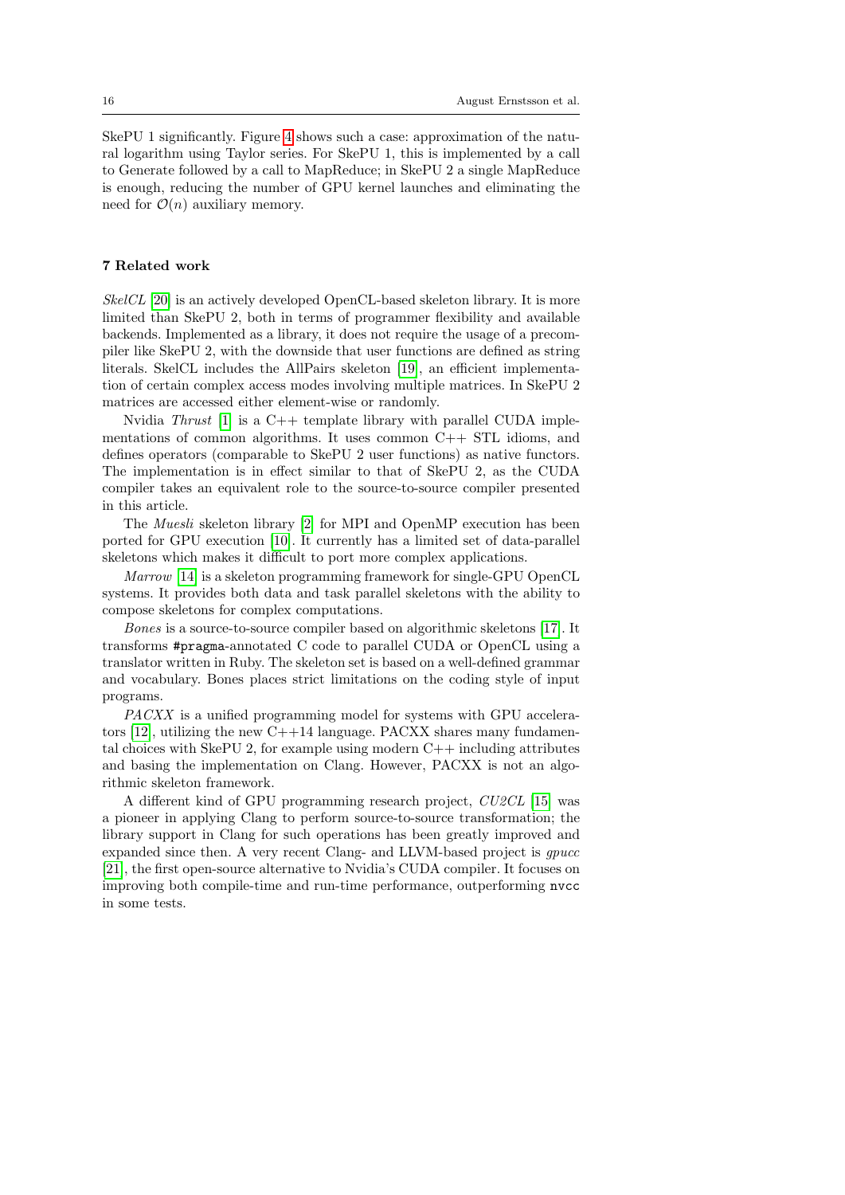SkePU 1 significantly. Figure 4 shows such a case: approximation of the natural logarithm using Taylor series. For SkePU 1, this is implemented by a call to Generate followed by a call to MapReduce; in SkePU 2 a single MapReduce is enough, reducing the number of GPU kernel launches and eliminating the need for $\mathcal{O}(n)$ auxiliary memory.

## 7 Related work

*SkelCL* [20] is an actively developed OpenCL-based skeleton library. It is more limited than SkePU 2, both in terms of programmer flexibility and available backends. Implemented as a library, it does not require the usage of a precompiler like SkePU 2, with the downside that user functions are defined as string literals. SkelCL includes the AllPairs skeleton [19], an efficient implementation of certain complex access modes involving multiple matrices. In SkePU 2 matrices are accessed either element-wise or randomly.

Nvidia *Thrust* [1] is a C++ template library with parallel CUDA implementations of common algorithms. It uses common C++ STL idioms, and defines operators (comparable to SkePU 2 user functions) as native functors. The implementation is in effect similar to that of SkePU 2, as the CUDA compiler takes an equivalent role to the source-to-source compiler presented in this article.

The *Muesli* skeleton library [2] for MPI and OpenMP execution has been ported for GPU execution [10]. It currently has a limited set of data-parallel skeletons which makes it difficult to port more complex applications.

*Marrow* [14] is a skeleton programming framework for single-GPU OpenCL systems. It provides both data and task parallel skeletons with the ability to compose skeletons for complex computations.

*Bones* is a source-to-source compiler based on algorithmic skeletons [17]. It transforms `#pragma`-annotated C code to parallel CUDA or OpenCL using a translator written in Ruby. The skeleton set is based on a well-defined grammar and vocabulary. Bones places strict limitations on the coding style of input programs.

*PACXX* is a unified programming model for systems with GPU accelerators [12], utilizing the new C++14 language. PACXX shares many fundamental choices with SkePU 2, for example using modern C++ including attributes and basing the implementation on Clang. However, PACXX is not an algorithmic skeleton framework.

A different kind of GPU programming research project, *CU2CL* [15] was a pioneer in applying Clang to perform source-to-source transformation; the library support in Clang for such operations has been greatly improved and expanded since then. A very recent Clang- and LLVM-based project is *gpucc* [21], the first open-source alternative to Nvidia's CUDA compiler. It focuses on improving both compile-time and run-time performance, outperforming `nvcc` in some tests.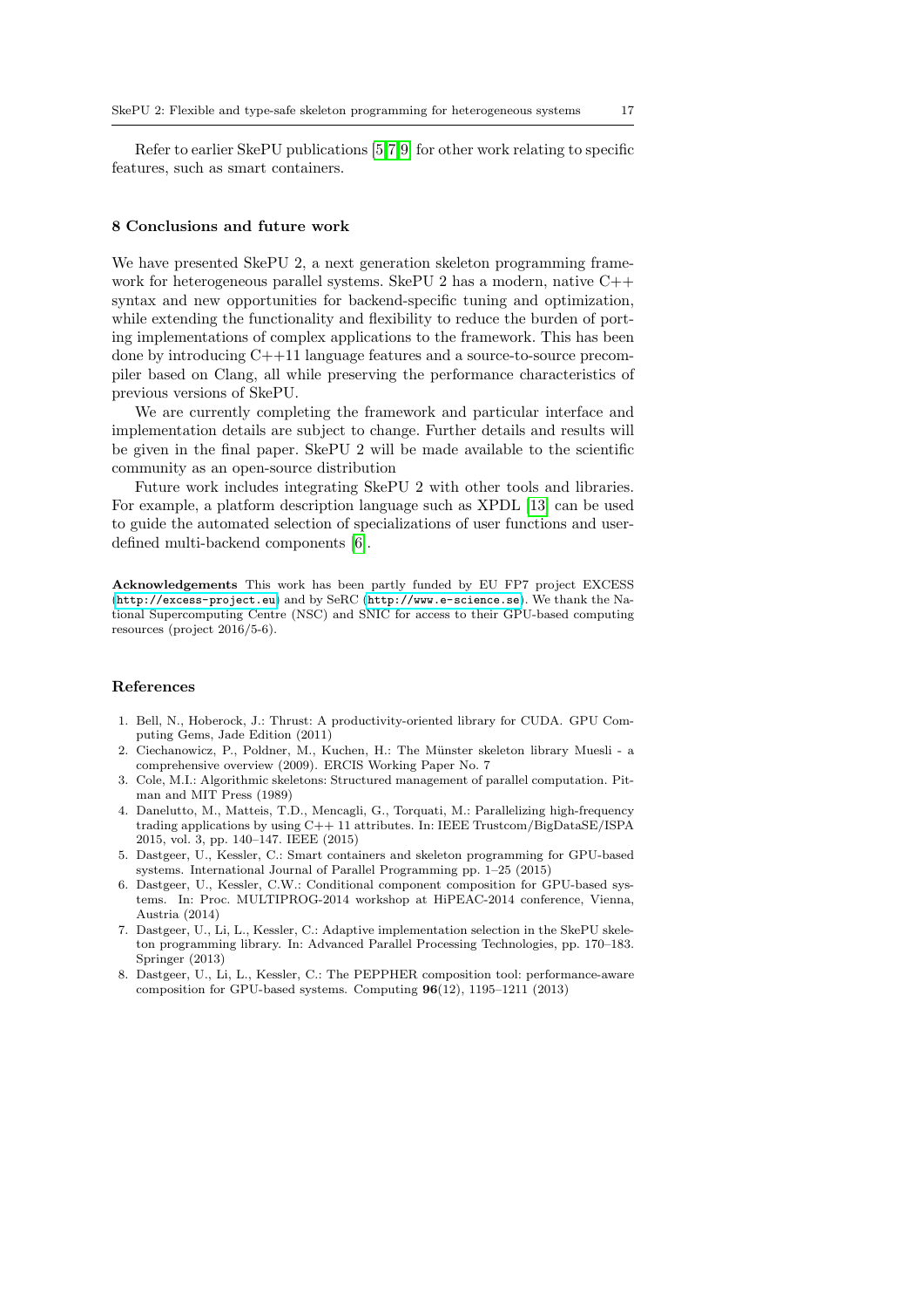Refer to earlier SkePU publications [5,7,9] for other work relating to specific features, such as smart containers.

## 8 Conclusions and future work

We have presented SkePU 2, a next generation skeleton programming framework for heterogeneous parallel systems. SkePU 2 has a modern, native C++ syntax and new opportunities for backend-specific tuning and optimization, while extending the functionality and flexibility to reduce the burden of porting implementations of complex applications to the framework. This has been done by introducing C++11 language features and a source-to-source precompiler based on Clang, all while preserving the performance characteristics of previous versions of SkePU.

We are currently completing the framework and particular interface and implementation details are subject to change. Further details and results will be given in the final paper. SkePU 2 will be made available to the scientific community as an open-source distribution

Future work includes integrating SkePU 2 with other tools and libraries. For example, a platform description language such as XPDL [13] can be used to guide the automated selection of specializations of user functions and user-defined multi-backend components [6].

**Acknowledgements** This work has been partly funded by EU FP7 project EXCESS (`http://excess-project.eu`) and by SeRC (`http://www.e-science.se`). We thank the National Supercomputing Centre (NSC) and SNIC for access to their GPU-based computing resources (project 2016/5-6).

## References

1. Bell, N., Hoberock, J.: Thrust: A productivity-oriented library for CUDA. GPU Computing Gems, Jade Edition (2011)
2. Ciechanowicz, P., Poldner, M., Kuchen, H.: The Münster skeleton library Muesli - a comprehensive overview (2009). ERCIS Working Paper No. 7
3. Cole, M.I.: Algorithmic skeletons: Structured management of parallel computation. Pitman and MIT Press (1989)
4. Danelutto, M., Matteis, T.D., Mencagli, G., Torquati, M.: Parallelizing high-frequency trading applications by using C++ 11 attributes. In: IEEE Trustcom/BigDataSE/ISPA 2015, vol. 3, pp. 140–147. IEEE (2015)
5. Dastgeer, U., Kessler, C.: Smart containers and skeleton programming for GPU-based systems. International Journal of Parallel Programming pp. 1–25 (2015)
6. Dastgeer, U., Kessler, C.W.: Conditional component composition for GPU-based systems. In: Proc. MULTIPROG-2014 workshop at HiPEAC-2014 conference, Vienna, Austria (2014)
7. Dastgeer, U., Li, L., Kessler, C.: Adaptive implementation selection in the SkePU skeleton programming library. In: Advanced Parallel Processing Technologies, pp. 170–183. Springer (2013)
8. Dastgeer, U., Li, L., Kessler, C.: The PEPPHER composition tool: performance-aware composition for GPU-based systems. Computing **96**(12), 1195–1211 (2013)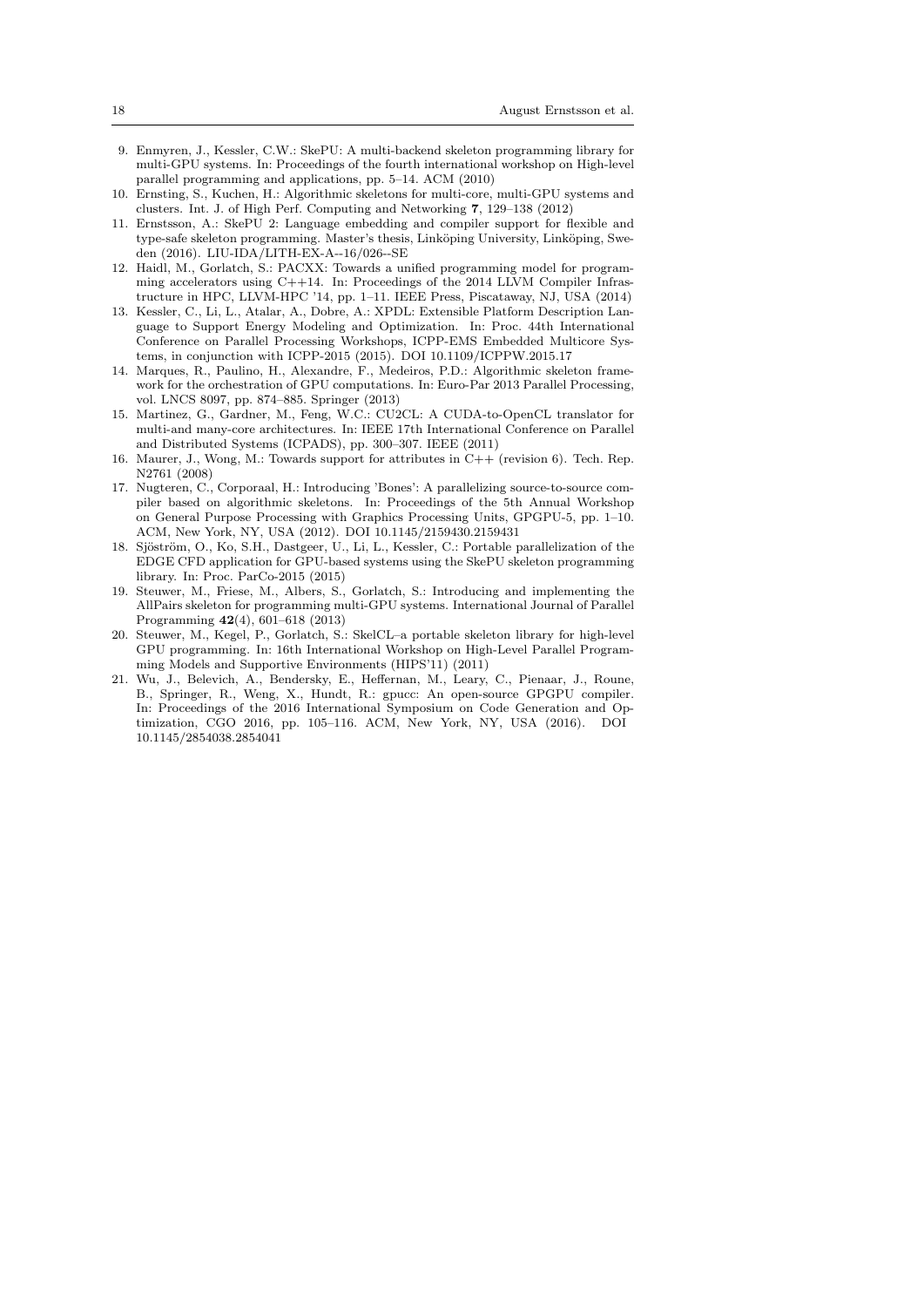9. Enmyren, J., Kessler, C.W.: SkePU: A multi-backend skeleton programming library for multi-GPU systems. In: Proceedings of the fourth international workshop on High-level parallel programming and applications, pp. 5–14. ACM (2010)
10. Ernsting, S., Kuchen, H.: Algorithmic skeletons for multi-core, multi-GPU systems and clusters. Int. J. of High Perf. Computing and Networking **7**, 129–138 (2012)
11. Ernstsson, A.: SkePU 2: Language embedding and compiler support for flexible and type-safe skeleton programming. Master's thesis, Linköping University, Linköping, Sweden (2016). LIU-IDA/LITH-EX-A--16/026--SE
12. Haidl, M., Gorlatch, S.: PACXX: Towards a unified programming model for programming accelerators using C++14. In: Proceedings of the 2014 LLVM Compiler Infrastructure in HPC, LLVM-HPC '14, pp. 1–11. IEEE Press, Piscataway, NJ, USA (2014)
13. Kessler, C., Li, L., Atalar, A., Dobre, A.: XPDL: Extensible Platform Description Language to Support Energy Modeling and Optimization. In: Proc. 44th International Conference on Parallel Processing Workshops, ICPP-EMS Embedded Multicore Systems, in conjunction with ICPP-2015 (2015). DOI 10.1109/ICPPW.2015.17
14. Marques, R., Paulino, H., Alexandre, F., Medeiros, P.D.: Algorithmic skeleton framework for the orchestration of GPU computations. In: Euro-Par 2013 Parallel Processing, vol. LNCS 8097, pp. 874–885. Springer (2013)
15. Martinez, G., Gardner, M., Feng, W.C.: CU2CL: A CUDA-to-OpenCL translator for multi-and many-core architectures. In: IEEE 17th International Conference on Parallel and Distributed Systems (ICPADS), pp. 300–307. IEEE (2011)
16. Maurer, J., Wong, M.: Towards support for attributes in C++ (revision 6). Tech. Rep. N2761 (2008)
17. Nugteren, C., Corporaal, H.: Introducing 'Bones': A parallelizing source-to-source compiler based on algorithmic skeletons. In: Proceedings of the 5th Annual Workshop on General Purpose Processing with Graphics Processing Units, GPGPU-5, pp. 1–10. ACM, New York, NY, USA (2012). DOI 10.1145/2159430.2159431
18. Sjöström, O., Ko, S.H., Dastgeer, U., Li, L., Kessler, C.: Portable parallelization of the EDGE CFD application for GPU-based systems using the SkePU skeleton programming library. In: Proc. ParCo-2015 (2015)
19. Steuwer, M., Friese, M., Albers, S., Gorlatch, S.: Introducing and implementing the AllPairs skeleton for programming multi-GPU systems. International Journal of Parallel Programming **42**(4), 601–618 (2013)
20. Steuwer, M., Kegel, P., Gorlatch, S.: SkelCL–a portable skeleton library for high-level GPU programming. In: 16th International Workshop on High-Level Parallel Programming Models and Supportive Environments (HIPS'11) (2011)
21. Wu, J., Belevich, A., Bendersky, E., Heffernan, M., Leary, C., Pienaar, J., Roune, B., Springer, R., Weng, X., Hundt, R.: gpucc: An open-source GPGPU compiler. In: Proceedings of the 2016 International Symposium on Code Generation and Optimization, CGO 2016, pp. 105–116. ACM, New York, NY, USA (2016). DOI 10.1145/2854038.2854041